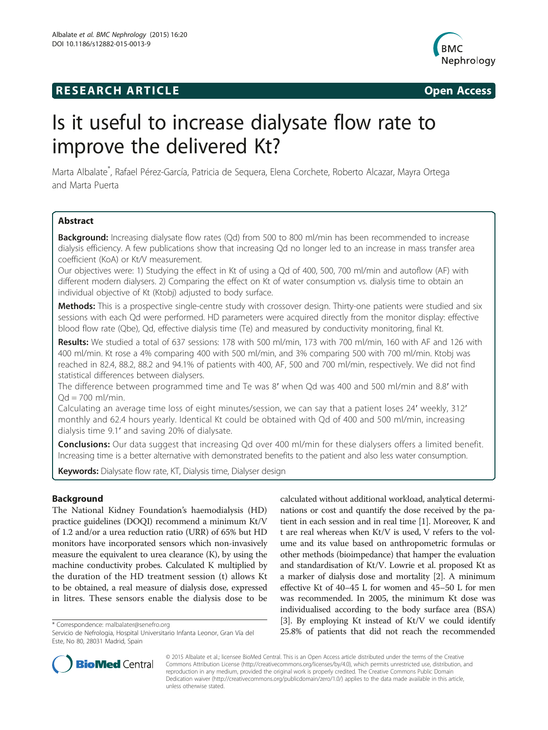**RESEARCH ARTICLE** **Open Access**

# Is it useful to increase dialysate flow rate to improve the delivered Kt?

Marta Albalate[*], Rafael Pérez-García, Patricia de Sequera, Elena Corchete, Roberto Alcazar, Mayra Ortega and Marta Puerta

## Abstract

**Background:** Increasing dialysate flow rates (Qd) from 500 to 800 ml/min has been recommended to increase dialysis efficiency. A few publications show that increasing Qd no longer led to an increase in mass transfer area coefficient (KoA) or Kt/V measurement.

Our objectives were: 1) Studying the effect in Kt of using a Qd of 400, 500, 700 ml/min and autoflow (AF) with different modern dialysers. 2) Comparing the effect on Kt of water consumption vs. dialysis time to obtain an individual objective of Kt (Ktobj) adjusted to body surface.

**Methods:** This is a prospective single-centre study with crossover design. Thirty-one patients were studied and six sessions with each Qd were performed. HD parameters were acquired directly from the monitor display: effective blood flow rate (Qbe), Qd, effective dialysis time (Te) and measured by conductivity monitoring, final Kt.

**Results:** We studied a total of 637 sessions: 178 with 500 ml/min, 173 with 700 ml/min, 160 with AF and 126 with 400 ml/min. Kt rose a 4% comparing 400 with 500 ml/min, and 3% comparing 500 with 700 ml/min. Ktobj was reached in 82.4, 88.2, 88.2 and 94.1% of patients with 400, AF, 500 and 700 ml/min, respectively. We did not find statistical differences between dialysers.

The difference between programmed time and Te was 8′ when Qd was 400 and 500 ml/min and 8.8′ with Qd = 700 ml/min.

Calculating an average time loss of eight minutes/session, we can say that a patient loses 24′ weekly, 312′ monthly and 62.4 hours yearly. Identical Kt could be obtained with Qd of 400 and 500 ml/min, increasing dialysis time 9.1′ and saving 20% of dialysate.

**Conclusions:** Our data suggest that increasing Qd over 400 ml/min for these dialysers offers a limited benefit. Increasing time is a better alternative with demonstrated benefits to the patient and also less water consumption.

**Keywords:** Dialysate flow rate, KT, Dialysis time, Dialyser design

## Background

The National Kidney Foundation's haemodialysis (HD) practice guidelines (DOQI) recommend a minimum Kt/V of 1.2 and/or a urea reduction ratio (URR) of 65% but HD monitors have incorporated sensors which non-invasively measure the equivalent to urea clearance (K), by using the machine conductivity probes. Calculated K multiplied by the duration of the HD treatment session (t) allows Kt to be obtained, a real measure of dialysis dose, expressed in litres. These sensors enable the dialysis dose to be calculated without additional workload, analytical determinations or cost and quantify the dose received by the patient in each session and in real time [1]. Moreover, K and t are real whereas when Kt/V is used, V refers to the volume and its value based on anthropometric formulas or other methods (bioimpedance) that hamper the evaluation and standardisation of Kt/V. Lowrie et al. proposed Kt as a marker of dialysis dose and mortality [2]. A minimum effective Kt of 40–45 L for women and 45–50 L for men was recommended. In 2005, the minimum Kt dose was individualised according to the body surface area (BSA) [3]. By employing Kt instead of Kt/V we could identify 25.8% of patients that did not reach the recommended

\* Correspondence: malbalater@senefro.org
Servicio de Nefrologia, Hospital Universitario Infanta Leonor, Gran Vía del Este, No 80, 28031 Madrid, Spain

© 2015 Albalate et al.; licensee BioMed Central. This is an Open Access article distributed under the terms of the Creative Commons Attribution License (http://creativecommons.org/licenses/by/4.0), which permits unrestricted use, distribution, and reproduction in any medium, provided the original work is properly credited. The Creative Commons Public Domain Dedication waiver (http://creativecommons.org/publicdomain/zero/1.0/) applies to the data made available in this article, unless otherwise stated.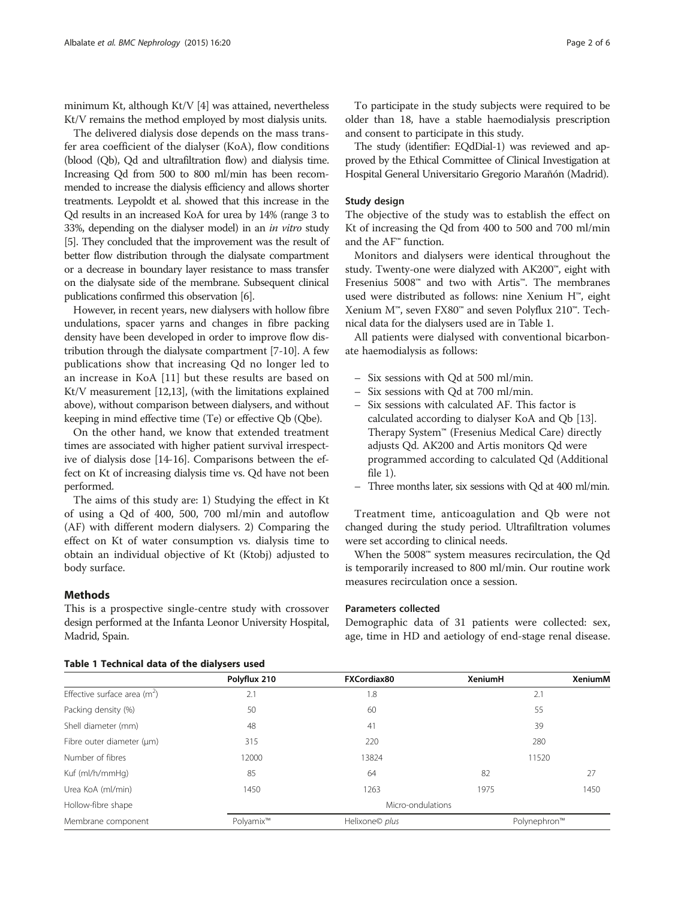minimum Kt, although Kt/V [4] was attained, nevertheless Kt/V remains the method employed by most dialysis units.

The delivered dialysis dose depends on the mass transfer area coefficient of the dialyser (KoA), flow conditions (blood (Qb), Qd and ultrafiltration flow) and dialysis time. Increasing Qd from 500 to 800 ml/min has been recommended to increase the dialysis efficiency and allows shorter treatments. Leypoldt et al. showed that this increase in the Qd results in an increased KoA for urea by 14% (range 3 to 33%, depending on the dialyser model) in an *in vitro* study [5]. They concluded that the improvement was the result of better flow distribution through the dialysate compartment or a decrease in boundary layer resistance to mass transfer on the dialysate side of the membrane. Subsequent clinical publications confirmed this observation [6].

However, in recent years, new dialysers with hollow fibre undulations, spacer yarns and changes in fibre packing density have been developed in order to improve flow distribution through the dialysate compartment [7-10]. A few publications show that increasing Qd no longer led to an increase in KoA [11] but these results are based on Kt/V measurement [12,13], (with the limitations explained above), without comparison between dialysers, and without keeping in mind effective time (Te) or effective Qb (Qbe).

On the other hand, we know that extended treatment times are associated with higher patient survival irrespective of dialysis dose [14-16]. Comparisons between the effect on Kt of increasing dialysis time vs. Qd have not been performed.

The aims of this study are: 1) Studying the effect in Kt of using a Qd of 400, 500, 700 ml/min and autoflow (AF) with different modern dialysers. 2) Comparing the effect on Kt of water consumption vs. dialysis time to obtain an individual objective of Kt (Ktobj) adjusted to body surface.

## Methods

This is a prospective single-centre study with crossover design performed at the Infanta Leonor University Hospital, Madrid, Spain.

To participate in the study subjects were required to be older than 18, have a stable haemodialysis prescription and consent to participate in this study.

The study (identifier: EQdDial-1) was reviewed and approved by the Ethical Committee of Clinical Investigation at Hospital General Universitario Gregorio Marañón (Madrid).

### Study design

The objective of the study was to establish the effect on Kt of increasing the Qd from 400 to 500 and 700 ml/min and the AF™ function.

Monitors and dialysers were identical throughout the study. Twenty-one were dialyzed with AK200™, eight with Fresenius 5008™ and two with Artis™. The membranes used were distributed as follows: nine Xenium H™, eight Xenium M™, seven FX80™ and seven Polyflux 210™. Technical data for the dialysers used are in Table 1.

All patients were dialysed with conventional bicarbonate haemodialysis as follows:

- Six sessions with Qd at 500 ml/min.
- Six sessions with Qd at 700 ml/min.
- Six sessions with calculated AF. This factor is calculated according to dialyser KoA and Qb [13]. Therapy System™ (Fresenius Medical Care) directly adjusts Qd. AK200 and Artis monitors Qd were programmed according to calculated Qd (Additional file 1).
- Three months later, six sessions Qd at 400 ml/min.

Treatment time, anticoagulation and Qb were not changed during the study period. Ultrafiltration volumes were set according to clinical needs.

When the 5008™ system measures recirculation, the Qd is temporarily increased to 800 ml/min. Our routine work measures recirculation once a session.

### Parameters collected

Demographic data of 31 patients were collected: sex, age, time in HD and aetiology of end-stage renal disease.

**Table 1 Technical data of the dialysers used**

| | Polyflux 210 | FXCordiax80 | XeniumH | XeniumM |
|---|---|---|---|---|
| Effective surface area ($m^2$) | 2.1 | 1.8 | 2.1 | |
| Packing density (%) | 50 | 60 | 55 | |
| Shell diameter (mm) | 48 | 41 | 39 | |
| Fibre outer diameter (μm) | 315 | 220 | 280 | |
| Number of fibres | 12000 | 13824 | 11520 | |
| Kuf (ml/h/mmHg) | 85 | 64 | 82 | 27 |
| Urea KoA (ml/min) | 1450 | 1263 | 1975 | 1450 |
| Hollow-fibre shape | Micro-ondulations | | | |
| Membrane component | Polyamix™ | Helixone© *plus* | Polynephron™ | |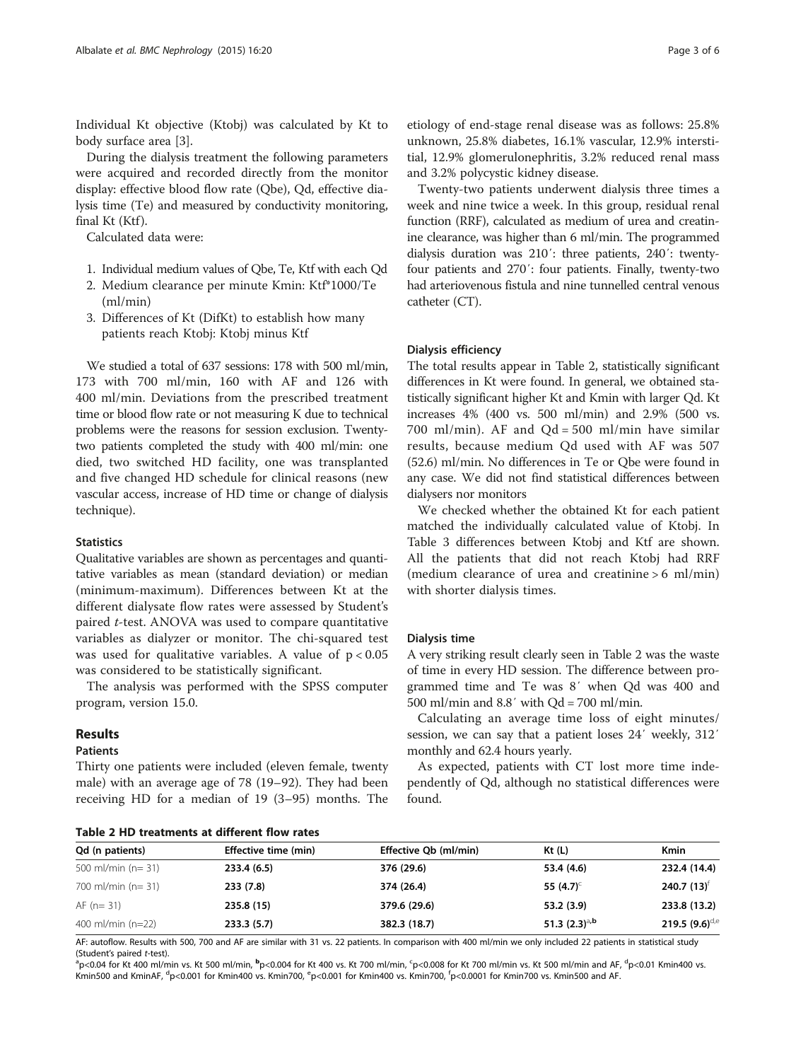Individual Kt objective (Ktobj) was calculated by Kt to body surface area [3].

During the dialysis treatment the following parameters were acquired and recorded directly from the monitor display: effective blood flow rate (Qbe), Qd, effective dialysis time (Te) and measured by conductivity monitoring, final Kt (Ktf).

Calculated data were:

1. Individual medium values of Qbe, Te, Ktf with each Qd
2. Medium clearance per minute Kmin: Ktf*1000/Te (ml/min)
3. Differences of Kt (DifKt) to establish how many patients reach Ktobj: Ktobj minus Ktf

We studied a total of 637 sessions: 178 with 500 ml/min, 173 with 700 ml/min, 160 with AF and 126 with 400 ml/min. Deviations from the prescribed treatment time or blood flow rate or not measuring K due to technical problems were the reasons for session exclusion. Twenty-two patients completed the study with 400 ml/min: one died, two switched HD facility, one was transplanted and five changed HD schedule for clinical reasons (new vascular access, increase of HD time or change of dialysis technique).

### Statistics

Qualitative variables are shown as percentages and quantitative variables as mean (standard deviation) or median (minimum-maximum). Differences between Kt at the different dialysate flow rates were assessed by Student's paired *t*-test. ANOVA was used to compare quantitative variables as dialyzer or monitor. The chi-squared test was used for qualitative variables. A value of $p < 0.05$ was considered to be statistically significant.

The analysis was performed with the SPSS computer program, version 15.0.

## Results

### Patients

Thirty one patients were included (eleven female, twenty male) with an average age of 78 (19–92). They had been receiving HD for a median of 19 (3–95) months. The etiology of end-stage renal disease was as follows: 25.8% unknown, 25.8% diabetes, 16.1% vascular, 12.9% interstitial, 12.9% glomerulonephritis, 3.2% reduced renal mass and 3.2% polycystic kidney disease.

Twenty-two patients underwent dialysis three times a week and nine twice a week. In this group, residual renal function (RRF), calculated as medium of urea and creatinine clearance, was higher than 6 ml/min. The programmed dialysis duration was 210′: three patients, 240′: twenty-four patients and 270′: four patients. Finally, twenty-two had arteriovenous fistula and nine tunnelled central venous catheter (CT).

### Dialysis efficiency

The total results appear in Table 2, statistically significant differences in Kt were found. In general, we obtained statistically significant higher Kt and Kmin with larger Qd. Kt increases 4% (400 vs. 500 ml/min) and 2.9% (500 vs. 700 ml/min). AF and Qd = 500 ml/min have similar results, because medium Qd used with AF was 507 (52.6) ml/min. No differences in Te or Qbe were found in any case. We did not find statistical differences between dialysers nor monitors

We checked whether the obtained Kt for each patient matched the individually calculated value of Ktobj. In Table 3 differences between Ktobj and Ktf are shown. All the patients that did not reach Ktobj had RRF (medium clearance of urea and creatinine > 6 ml/min) with shorter dialysis times.

### Dialysis time

A very striking result clearly seen in Table 2 was the waste of time in every HD session. The difference between programmed time and Te was 8′ when Qd was 400 and 500 ml/min and 8.8′ with Qd = 700 ml/min.

Calculating an average time loss of eight minutes/session, we can say that a patient loses 24′ weekly, 312′ monthly and 62.4 hours yearly.

As expected, patients with CT lost more time independently of Qd, although no statistical differences were found.

**Table 2 HD treatments at different flow rates**

| Qd (n patients) | Effective time (min) | Effective Qb (ml/min) | Kt (L) | Kmin |
|---|---|---|---|---|
| 500 ml/min (n= 31) | **233.4 (6.5)** | **376 (29.6)** | **53.4 (4.6)** | **232.4 (14.4)** |
| 700 ml/min (n= 31) | **233 (7.8)** | **374 (26.4)** | **55 (4.7)**[c] | **240.7 (13)**[f] |
| AF (n= 31) | **235.8 (15)** | **379.6 (29.6)** | **53.2 (3.9)** | **233.8 (13.2)** |
| 400 ml/min (n=22) | **233.3 (5.7)** | **382.3 (18.7)** | **51.3 (2.3)**[a,b] | **219.5 (9.6)**[d,e] |

AF: autoflow. Results with 500, 700 and AF are similar with 31 vs. 22 patients. In comparison with 400 ml/min we only included 22 patients in statistical study (Student's paired *t*-test).
[a]p<0.04 for Kt 400 ml/min vs. Kt 500 ml/min, [b]p<0.004 for Kt 400 vs. Kt 700 ml/min, [c]p<0.008 for Kt 700 ml/min vs. Kt 500 ml/min and AF, [d]p<0.01 Kmin400 vs. Kmin500 and KminAF, [d]p<0.001 for Kmin400 vs. Kmin700, [e]p<0.001 for Kmin400 vs. Kmin700, [f]p<0.0001 for Kmin700 vs. Kmin500 and AF.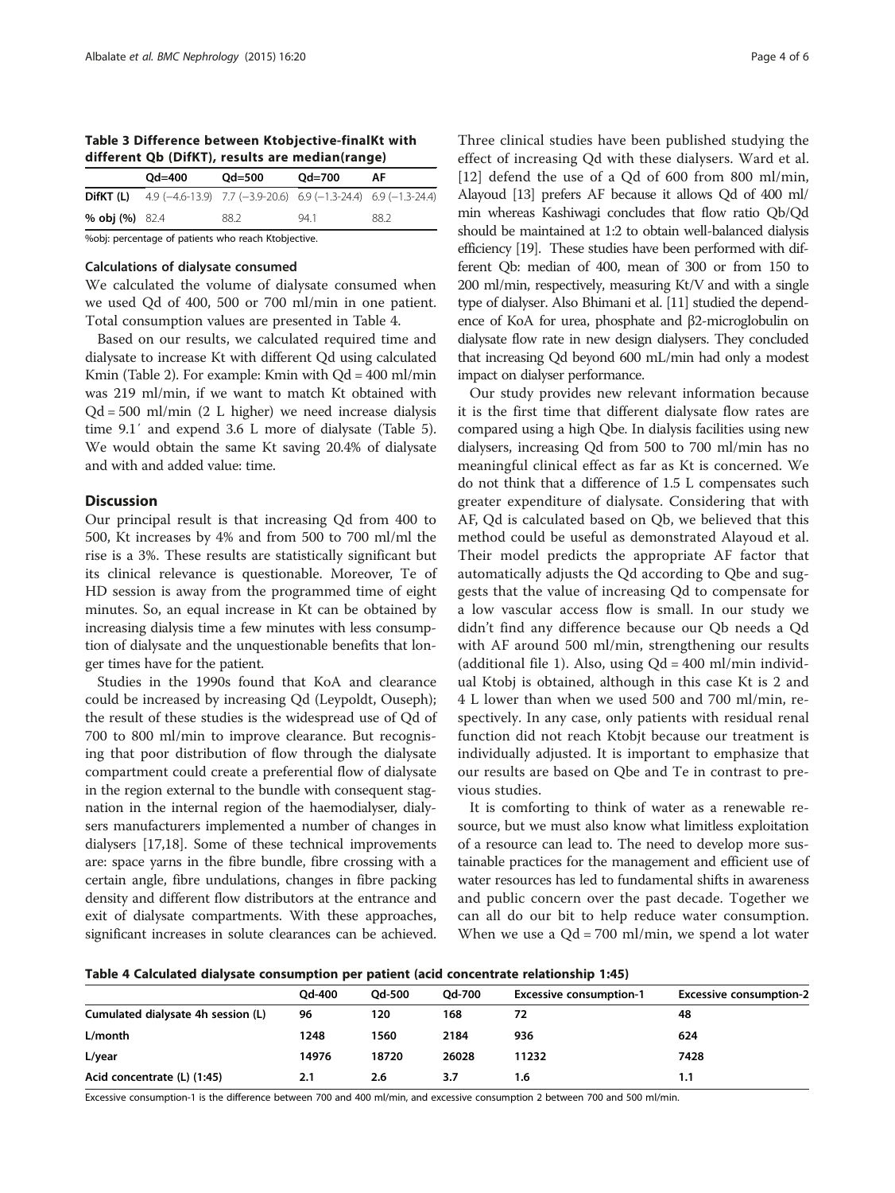**Table 3 Difference between Ktobjective-finalKt with different Qb (DifKT), results are median(range)**

| | Qd=400 | Qd=500 | Qd=700 | AF |
|---|---|---|---|---|
| **DifKT (L)** | 4.9 (−4.6-13.9) | 7.7 (−3.9-20.6) | 6.9 (−1.3-24.4) | 6.9 (−1.3-24.4) |
| **% obj (%)** | 82.4 | 88.2 | 94.1 | 88.2 |

%obj: percentage of patients who reach Ktobjective.

### Calculations of dialysate consumed

We calculated the volume of dialysate consumed when we used Qd of 400, 500 or 700 ml/min in one patient. Total consumption values are presented in Table 4.

Based on our results, we calculated required time and dialysate to increase Kt with different Qd using calculated Kmin (Table 2). For example: Kmin with Qd = 400 ml/min was 219 ml/min, if we want to match Kt obtained with Qd = 500 ml/min (2 L higher) we need increase dialysis time 9.1′ and expend 3.6 L more of dialysate (Table 5). We would obtain the same Kt saving 20.4% of dialysate and with and added value: time.

## Discussion

Our principal result is that increasing Qd from 400 to 500, Kt increases by 4% and from 500 to 700 ml/ml the rise is a 3%. These results are statistically significant but its clinical relevance is questionable. Moreover, Te of HD session is away from the programmed time of eight minutes. So, an equal increase in Kt can be obtained by increasing dialysis time a few minutes with less consumption of dialysate and the unquestionable benefits that longer times have for the patient.

Studies in the 1990s found that KoA and clearance could be increased by increasing Qd (Leypoldt, Ouseph); the result of these studies is the widespread use of Qd of 700 to 800 ml/min to improve clearance. But recognising that poor distribution of flow through the dialysate compartment could create a preferential flow of dialysate in the region external to the bundle with consequent stagnation in the internal region of the haemodialyser, dialysers manufacturers implemented a number of changes in dialysers [17,18]. Some of these technical improvements are: space yarns in the fibre bundle, fibre crossing with a certain angle, fibre undulations, changes in fibre packing density and different flow distributors at the entrance and exit of dialysate compartments. With these approaches, significant increases in solute clearances can be achieved. Three clinical studies have been published studying the effect of increasing Qd with these dialysers. Ward et al. [12] defend the use of a Qd of 600 from 800 ml/min, Alayoud [13] prefers AF because it allows Qd of 400 ml/min whereas Kashiwagi concludes that flow ratio Qb/Qd should be maintained at 1:2 to obtain well-balanced dialysis efficiency [19]. These studies have been performed with different Qb: median of 400, mean of 300 or from 150 to 200 ml/min, respectively, measuring Kt/V and with a single type of dialyser. Also Bhimani et al. [11] studied the dependence of KoA for urea, phosphate and β2-microglobulin on dialysate flow rate in new design dialysers. They concluded that increasing Qd beyond 600 mL/min had only a modest impact on dialyser performance.

Our study provides new relevant information because it is the first time that different dialysate flow rates are compared using a high Qbe. In dialysis facilities using new dialysers, increasing Qd from 500 to 700 ml/min has no meaningful clinical effect as far as Kt is concerned. We do not think that a difference of 1.5 L compensates such greater expenditure of dialysate. Considering that with AF, Qd is calculated based on Qb, we believed that this method could be useful as demonstrated Alayoud et al. Their model predicts the appropriate AF factor that automatically adjusts the Qd according to Qbe and suggests that the value of increasing Qd to compensate for a low vascular access flow is small. In our study we didn't find any difference because our Qb needs a Qd with AF around 500 ml/min, strengthening our results (additional file 1). Also, using Qd = 400 ml/min individual Ktobj is obtained, although in this case Kt is 2 and 4 L lower than when we used 500 and 700 ml/min, respectively. In any case, only patients with residual renal function did not reach Ktobjt because our treatment is individually adjusted. It is important to emphasize that our results are based on Qbe and Te in contrast to previous studies.

It is comforting to think of water as a renewable resource, but we must also know what limitless exploitation of a resource can lead to. The need to develop more sustainable practices for the management and efficient use of water resources has led to fundamental shifts in awareness and public concern over the past decade. Together we can all do our bit to help reduce water consumption. When we use a Qd = 700 ml/min, we spend a lot water

**Table 4 Calculated dialysate consumption per patient (acid concentrate relationship 1:45)**

| | Qd-400 | Qd-500 | Qd-700 | Excessive consumption-1 | Excessive consumption-2 |
|---|---|---|---|---|---|
| **Cumulated dialysate 4h session (L)** | 96 | 120 | 168 | 72 | 48 |
| **L/month** | 1248 | 1560 | 2184 | 936 | 624 |
| **L/year** | 14976 | 18720 | 26028 | 11232 | 7428 |
| **Acid concentrate (L) (1:45)** | 2.1 | 2.6 | 3.7 | 1.6 | 1.1 |

Excessive consumption-1 is the difference between 700 and 400 ml/min, and excessive consumption 2 between 700 and 500 ml/min.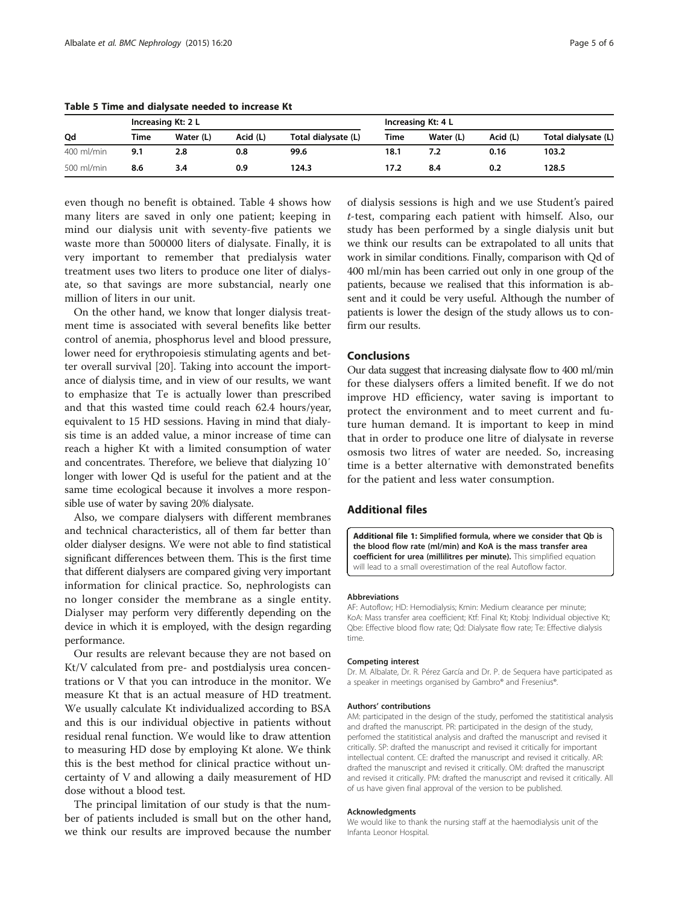**Table 5 Time and dialysate needed to increase Kt**

| | Increasing Kt: 2 L | | | | Increasing Kt: 4 L | | | |
|---|---|---|---|---|---|---|---|---|
| Qd | Time | Water (L) | Acid (L) | Total dialysate (L) | Time | Water (L) | Acid (L) | Total dialysate (L) |
| 400 ml/min | **9.1** | **2.8** | **0.8** | **99.6** | **18.1** | **7.2** | **0.16** | **103.2** |
| 500 ml/min | **8.6** | **3.4** | **0.9** | **124.3** | **17.2** | **8.4** | **0.2** | **128.5** |

even though no benefit is obtained. Table 4 shows how many liters are saved in only one patient; keeping in mind our dialysis unit with seventy-five patients we waste more than 500000 liters of dialysate. Finally, it is very important to remember that predialysis water treatment uses two liters to produce one liter of dialysate, so that savings are more substancial, nearly one million of liters in our unit.

On the other hand, we know that longer dialysis treatment time is associated with several benefits like better control of anemia, phosphorus level and blood pressure, lower need for erythropoiesis stimulating agents and better overall survival [20]. Taking into account the importance of dialysis time, and in view of our results, we want to emphasize that Te is actually lower than prescribed and that this wasted time could reach 62.4 hours/year, equivalent to 15 HD sessions. Having in mind that dialysis time is an added value, a minor increase of time can reach a higher Kt with a limited consumption of water and concentrates. Therefore, we believe that dialyzing 10′ longer with lower Qd is useful for the patient and at the same time ecological because it involves a more responsible use of water by saving 20% dialysate.

Also, we compare dialysers with different membranes and technical characteristics, all of them far better than older dialyser designs. We were not able to find statistical significant differences between them. This is the first time that different dialysers are compared giving very important information for clinical practice. So, nephrologists can no longer consider the membrane as a single entity. Dialyser may perform very differently depending on the device in which it is employed, with the design regarding performance.

Our results are relevant because they are not based on Kt/V calculated from pre- and postdialysis urea concentrations or V that you can introduce in the monitor. We measure Kt that is an actual measure of HD treatment. We usually calculate Kt individualized according to BSA and this is our individual objective in patients without residual renal function. We would like to draw attention to measuring HD dose by employing Kt alone. We think this is the best method for clinical practice without uncertainty of V and allowing a daily measurement of HD dose without a blood test.

The principal limitation of our study is that the number of patients included is small but on the other hand, we think our results are improved because the number of dialysis sessions is high and we use Student's paired *t*-test, comparing each patient with himself. Also, our study has been performed by a single dialysis unit but we think our results can be extrapolated to all units that work in similar conditions. Finally, comparison with Qd of 400 ml/min has been carried out only in one group of the patients, because we realised that this information is absent and it could be very useful. Although the number of patients is lower the design of the study allows us to confirm our results.

## Conclusions

Our data suggest that increasing dialysate flow to 400 ml/min for these dialysers offers a limited benefit. If we do not improve HD efficiency, water saving is important to protect the environment and to meet current and future human demand. It is important to keep in mind that in order to produce one litre of dialysate in reverse osmosis two litres of water are needed. So, increasing time is a better alternative with demonstrated benefits for the patient and less water consumption.

## Additional files

**Additional file 1: Simplified formula, where we consider that Qb is the blood flow rate (ml/min) and KoA is the mass transfer area coefficient for urea (millilitres per minute).** This simplified equation will lead to a small overestimation of the real Autoflow factor.

#### Abbreviations

AF: Autoflow; HD: Hemodialysis; Kmin: Medium clearance per minute; KoA: Mass transfer area coefficient; Ktf: Final Kt; Ktobj: Individual objective Kt; Qbe: Effective blood flow rate; Qd: Dialysate flow rate; Te: Effective dialysis time.

#### Competing interest

Dr. M. Albalate, Dr. R. Pérez García and Dr. P. de Sequera have participated as a speaker in meetings organised by Gambro® and Fresenius®.

#### Authors' contributions

AM: participated in the design of the study, perfomed the statitistical analysis and drafted the manuscript. PR: participated in the design of the study, perfomed the statitistical analysis and drafted the manuscript and revised it critically. SP: drafted the manuscript and revised it critically for important intellectual content. CE: drafted the manuscript and revised it critically. AR: drafted the manuscript and revised it critically. OM: drafted the manuscript and revised it critically. PM: drafted the manuscript and revised it critically. All of us have given final approval of the version to be published.

#### Acknowledgments

We would like to thank the nursing staff at the haemodialysis unit of the Infanta Leonor Hospital.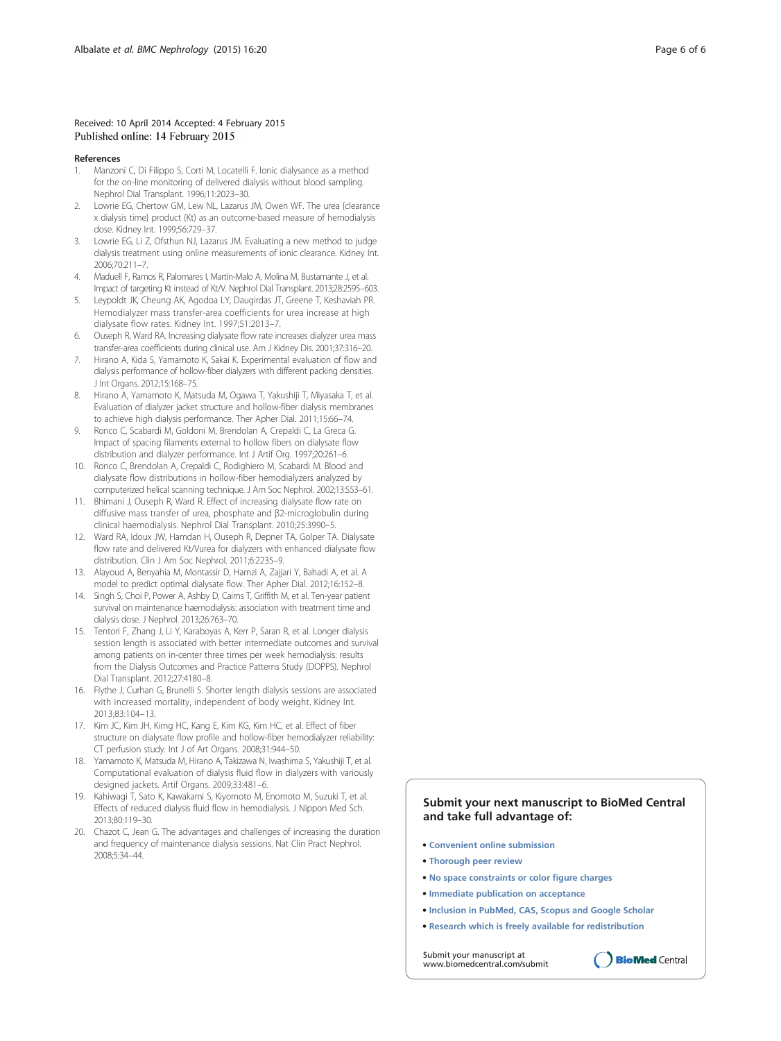Received: 10 April 2014 Accepted: 4 February 2015
Published online: 14 February 2015

## References

1. Manzoni C, Di Filippo S, Corti M, Locatelli F. Ionic dialysance as a method for the on-line monitoring of delivered dialysis without blood sampling. Nephrol Dial Transplant. 1996;11:2023–30.
2. Lowrie EG, Chertow GM, Lew NL, Lazarus JM, Owen WF. The urea {clearance x dialysis time} product (Kt) as an outcome-based measure of hemodialysis dose. Kidney Int. 1999;56:729–37.
3. Lowrie EG, Li Z, Ofsthun NJ, Lazarus JM. Evaluating a new method to judge dialysis treatment using online measurements of ionic clearance. Kidney Int. 2006;70:211–7.
4. Maduell F, Ramos R, Palomares I, Martín-Malo A, Molina M, Bustamante J, et al. Impact of targeting Kt instead of Kt/V. Nephrol Dial Transplant. 2013;28:2595–603.
5. Leypoldt JK, Cheung AK, Agodoa LY, Daugirdas JT, Greene T, Keshaviah PR. Hemodialyzer mass transfer-area coefficients for urea increase at high dialysate flow rates. Kidney Int. 1997;51:2013–7.
6. Ouseph R, Ward RA. Increasing dialysate flow rate increases dialyzer urea mass transfer-area coefficients during clinical use. Am J Kidney Dis. 2001;37:316–20.
7. Hirano A, Kida S, Yamamoto K, Sakai K. Experimental evaluation of flow and dialysis performance of hollow-fiber dialyzers with different packing densities. J Int Organs. 2012;15:168–75.
8. Hirano A, Yamamoto K, Matsuda M, Ogawa T, Yakushiji T, Miyasaka T, et al. Evaluation of dialyzer jacket structure and hollow-fiber dialysis membranes to achieve high dialysis performance. Ther Apher Dial. 2011;15:66–74.
9. Ronco C, Scabardi M, Goldoni M, Brendolan A, Crepaldi C, La Greca G. Impact of spacing filaments external to hollow fibers on dialysate flow distribution and dialyzer performance. Int J Artif Org. 1997;20:261–6.
10. Ronco C, Brendolan A, Crepaldi C, Rodighiero M, Scabardi M. Blood and dialysate flow distributions in hollow-fiber hemodialyzers analyzed by computerized helical scanning technique. J Am Soc Nephrol. 2002;13:S53–61.
11. Bhimani J, Ouseph R, Ward R. Effect of increasing dialysate flow rate on diffusive mass transfer of urea, phosphate and β2-microglobulin during clinical haemodialysis. Nephrol Dial Transplant. 2010;25:3990–5.
12. Ward RA, Idoux JW, Hamdan H, Ouseph R, Depner TA, Golper TA. Dialysate flow rate and delivered Kt/Vurea for dialyzers with enhanced dialysate flow distribution. Clin J Am Soc Nephrol. 2011;6:2235–9.
13. Alayoud A, Benyahia M, Montassir D, Hamzi A, Zajjari Y, Bahadi A, et al. A model to predict optimal dialysate flow. Ther Apher Dial. 2012;16:152–8.
14. Singh S, Choi P, Power A, Ashby D, Cairns T, Griffith M, et al. Ten-year patient survival on maintenance haemodialysis: association with treatment time and dialysis dose. J Nephrol. 2013;26:763–70.
15. Tentori F, Zhang J, Li Y, Karaboyas A, Kerr P, Saran R, et al. Longer dialysis session length is associated with better intermediate outcomes and survival among patients on in-center three times per week hemodialysis: results from the Dialysis Outcomes and Practice Patterns Study (DOPPS). Nephrol Dial Transplant. 2012;27:4180–8.
16. Flythe J, Curhan G, Brunelli S. Shorter length dialysis sessions are associated with increased mortality, independent of body weight. Kidney Int. 2013;83:104–13.
17. Kim JC, Kim JH, Kimg HC, Kang E, Kim KG, Kim HC, et al. Effect of fiber structure on dialysate flow profile and hollow-fiber hemodialyzer reliability: CT perfusion study. Int J of Art Organs. 2008;31:944–50.
18. Yamamoto K, Matsuda M, Hirano A, Takizawa N, Iwashima S, Yakushiji T, et al. Computational evaluation of dialysis fluid flow in dialyzers with variously designed jackets. Artif Organs. 2009;33:481–6.
19. Kahiwagi T, Sato K, Kawakami S, Kiyomoto M, Enomoto M, Suzuki T, et al. Effects of reduced dialysis fluid flow in hemodialysis. J Nippon Med Sch. 2013;80:119–30.
20. Chazot C, Jean G. The advantages and challenges of increasing the duration and frequency of maintenance dialysis sessions. Nat Clin Pract Nephrol. 2008;5:34–44.

**Submit your next manuscript to BioMed Central and take full advantage of:**

- Convenient online submission
- Thorough peer review
- No space constraints or color figure charges
- Immediate publication on acceptance
- Inclusion in PubMed, CAS, Scopus and Google Scholar
- Research which is freely available for redistribution

Submit your manuscript at
www.biomedcentral.com/submit

BioMed Central